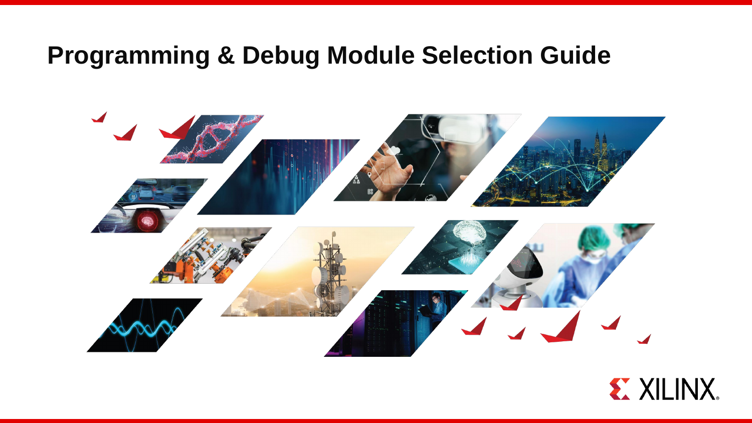# Programming & Debug Module Selection Guide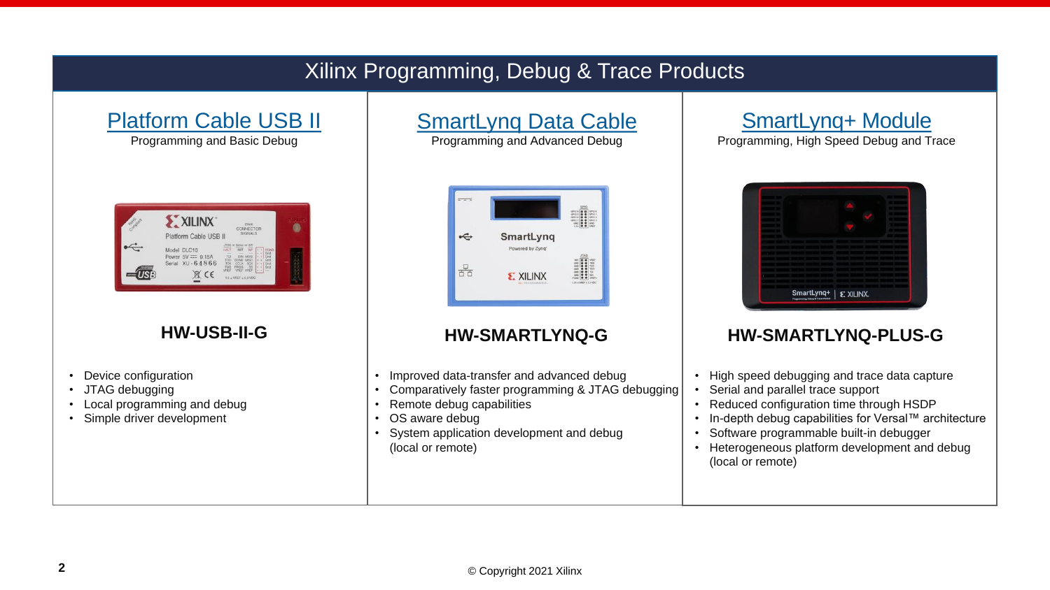# Xilinx Programming, Debug & Trace Products

## Platform Cable USB II

Programming and Basic Debug

**HW-USB-II-G**

- Device configuration
- JTAG debugging
- Local programming and debug
- Simple driver development

## SmartLynq Data Cable

Programming and Advanced Debug

**HW-SMARTLYNQ-G**

- Improved data-transfer and advanced debug
- Comparatively faster programming & JTAG debugging
- Remote debug capabilities
- OS aware debug
- System application development and debug (local or remote)

## SmartLynq+ Module

Programming, High Speed Debug and Trace

**HW-SMARTLYNQ-PLUS-G**

- High speed debugging and trace data capture
- Serial and parallel trace support
- Reduced configuration time through HSDP
- In-depth debug capabilities for Versal™ architecture
- Software programmable built-in debugger
- Heterogeneous platform development and debug (local or remote)

© Copyright 2021 Xilinx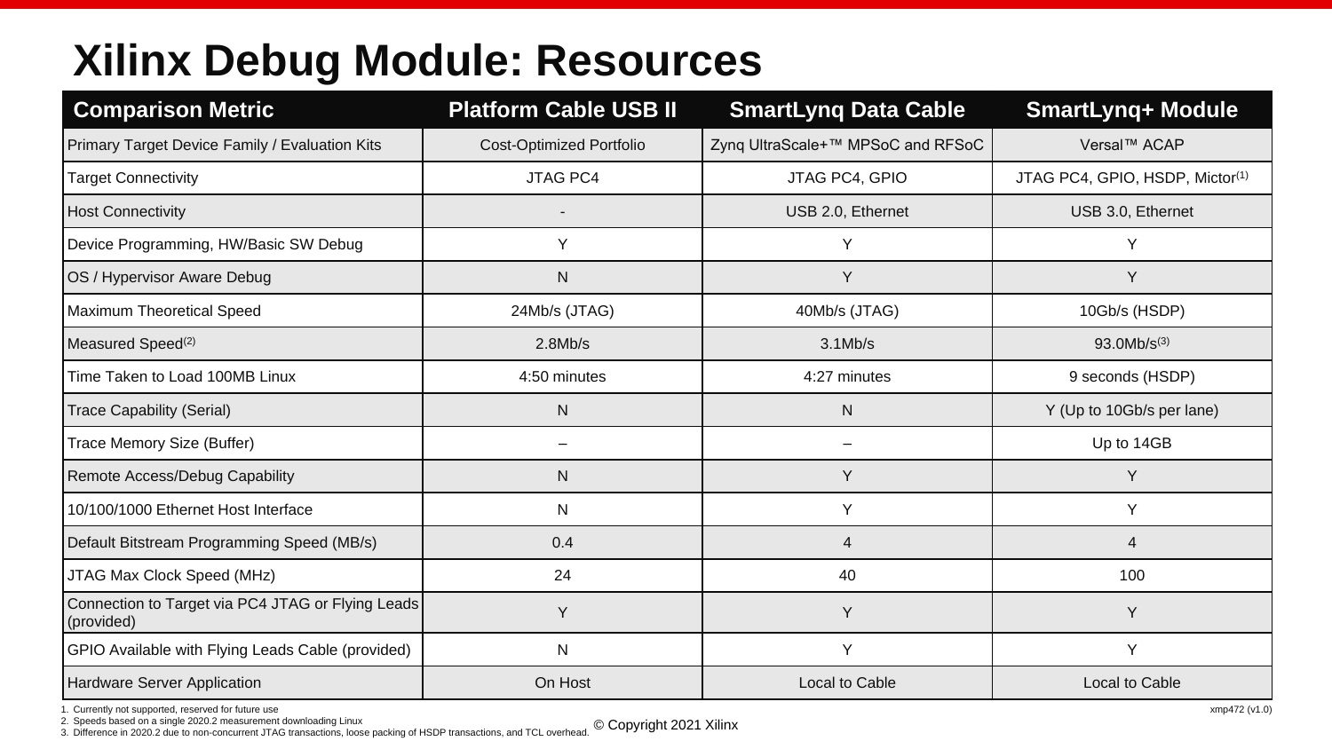# Xilinx Debug Module: Resources

| Comparison Metric | Platform Cable USB II | SmartLynq Data Cable | SmartLynq+ Module |
|---|---|---|---|
| Primary Target Device Family / Evaluation Kits | Cost-Optimized Portfolio | Zynq UltraScale+™ MPSoC and RFSoC | Versal™ ACAP |
| Target Connectivity | JTAG PC4 | JTAG PC4, GPIO | JTAG PC4, GPIO, HSDP, Mictor(1) |
| Host Connectivity | - | USB 2.0, Ethernet | USB 3.0, Ethernet |
| Device Programming, HW/Basic SW Debug | Y | Y | Y |
| OS / Hypervisor Aware Debug | N | Y | Y |
| Maximum Theoretical Speed | 24Mb/s (JTAG) | 40Mb/s (JTAG) | 10Gb/s (HSDP) |
| Measured Speed(2) | 2.8Mb/s | 3.1Mb/s | 93.0Mb/s(3) |
| Time Taken to Load 100MB Linux | 4:50 minutes | 4:27 minutes | 9 seconds (HSDP) |
| Trace Capability (Serial) | N | N | Y (Up to 10Gb/s per lane) |
| Trace Memory Size (Buffer) | – | – | Up to 14GB |
| Remote Access/Debug Capability | N | Y | Y |
| 10/100/1000 Ethernet Host Interface | N | Y | Y |
| Default Bitstream Programming Speed (MB/s) | 0.4 | 4 | 4 |
| JTAG Max Clock Speed (MHz) | 24 | 40 | 100 |
| Connection to Target via PC4 JTAG or Flying Leads (provided) | Y | Y | Y |
| GPIO Available with Flying Leads Cable (provided) | N | Y | Y |
| Hardware Server Application | On Host | Local to Cable | Local to Cable |

1. Currently not supported, reserved for future use
2. Speeds based on a single 2020.2 measurement downloading Linux
3. Difference in 2020.2 due to non-concurrent JTAG transactions, loose packing of HSDP transactions, and TCL overhead.

© Copyright 2021 Xilinx

xmp472 (v1.0)